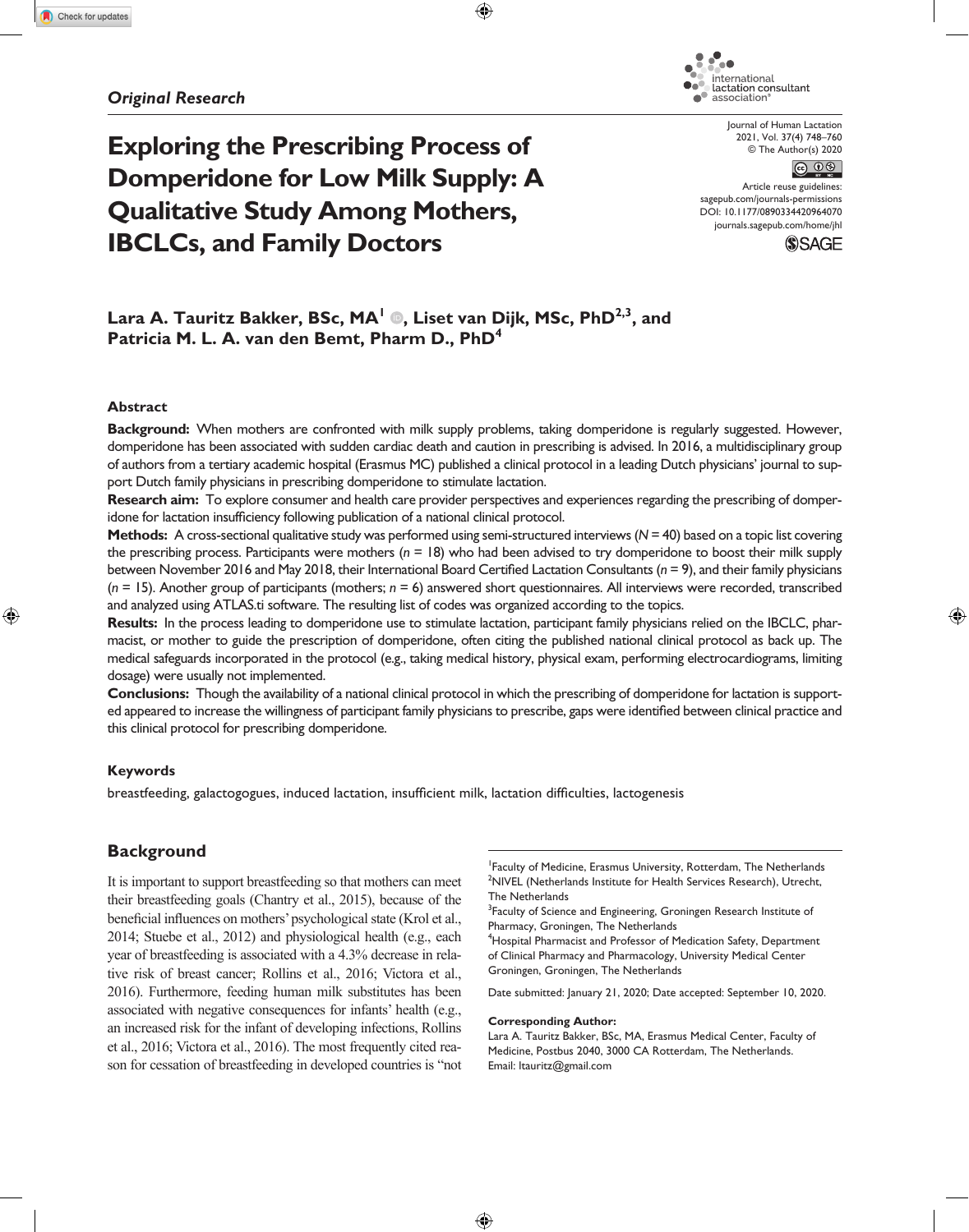*Original Research*

# Exploring the Prescribing Process of Domperidone for Low Milk Supply: A Qualitative Study Among Mothers, IBCLCs, and Family Doctors

**Lara A. Tauritz Bakker, BSc, MA[1], Liset van Dijk, MSc, PhD[2,3], and Patricia M. L. A. van den Bemt, Pharm D., PhD[4]**

## Abstract

**Background:** When mothers are confronted with milk supply problems, taking domperidone is regularly suggested. However, domperidone has been associated with sudden cardiac death and caution in prescribing is advised. In 2016, a multidisciplinary group of authors from a tertiary academic hospital (Erasmus MC) published a clinical protocol in a leading Dutch physicians' journal to support Dutch family physicians in prescribing domperidone to stimulate lactation.

**Research aim:** To explore consumer and health care provider perspectives and experiences regarding the prescribing of domperidone for lactation insufficiency following publication of a national clinical protocol.

**Methods:** A cross-sectional qualitative study was performed using semi-structured interviews ($N$ = 40) based on a topic list covering the prescribing process. Participants were mothers ($n$ = 18) who had been advised to try domperidone to boost their milk supply between November 2016 and May 2018, their International Board Certified Lactation Consultants ($n$ = 9), and their family physicians ($n$ = 15). Another group of participants (mothers; $n$ = 6) answered short questionnaires. All interviews were recorded, transcribed and analyzed using ATLAS.ti software. The resulting list of codes was organized according to the topics.

**Results:** In the process leading to domperidone use to stimulate lactation, participant family physicians relied on the IBCLC, pharmacist, or mother to guide the prescription of domperidone, often citing the published national clinical protocol as back up. The medical safeguards incorporated in the protocol (e.g., taking medical history, physical exam, performing electrocardiograms, limiting dosage) were usually not implemented.

**Conclusions:** Though the availability of a national clinical protocol in which the prescribing of domperidone for lactation is supported appeared to increase the willingness of participant family physicians to prescribe, gaps were identified between clinical practice and this clinical protocol for prescribing domperidone.

### Keywords

breastfeeding, galactogogues, induced lactation, insufficient milk, lactation difficulties, lactogenesis

## Background

It is important to support breastfeeding so that mothers can meet their breastfeeding goals (Chantry et al., 2015), because of the beneficial influences on mothers' psychological state (Krol et al., 2014; Stuebe et al., 2012) and physiological health (e.g., each year of breastfeeding is associated with a 4.3% decrease in relative risk of breast cancer; Rollins et al., 2016; Victora et al., 2016). Furthermore, feeding human milk substitutes has been associated with negative consequences for infants' health (e.g., an increased risk for the infant of developing infections, Rollins et al., 2016; Victora et al., 2016). The most frequently cited reason for cessation of breastfeeding in developed countries is "not

---

[1]Faculty of Medicine, Erasmus University, Rotterdam, The Netherlands
[2]NIVEL (Netherlands Institute for Health Services Research), Utrecht, The Netherlands
[3]Faculty of Science and Engineering, Groningen Research Institute of Pharmacy, Groningen, The Netherlands
[4]Hospital Pharmacist and Professor of Medication Safety, Department of Clinical Pharmacy and Pharmacology, University Medical Center Groningen, Groningen, The Netherlands

Date submitted: January 21, 2020; Date accepted: September 10, 2020.

**Corresponding Author:**
Lara A. Tauritz Bakker, BSc, MA, Erasmus Medical Center, Faculty of Medicine, Postbus 2040, 3000 CA Rotterdam, The Netherlands.
Email: ltauritz@gmail.com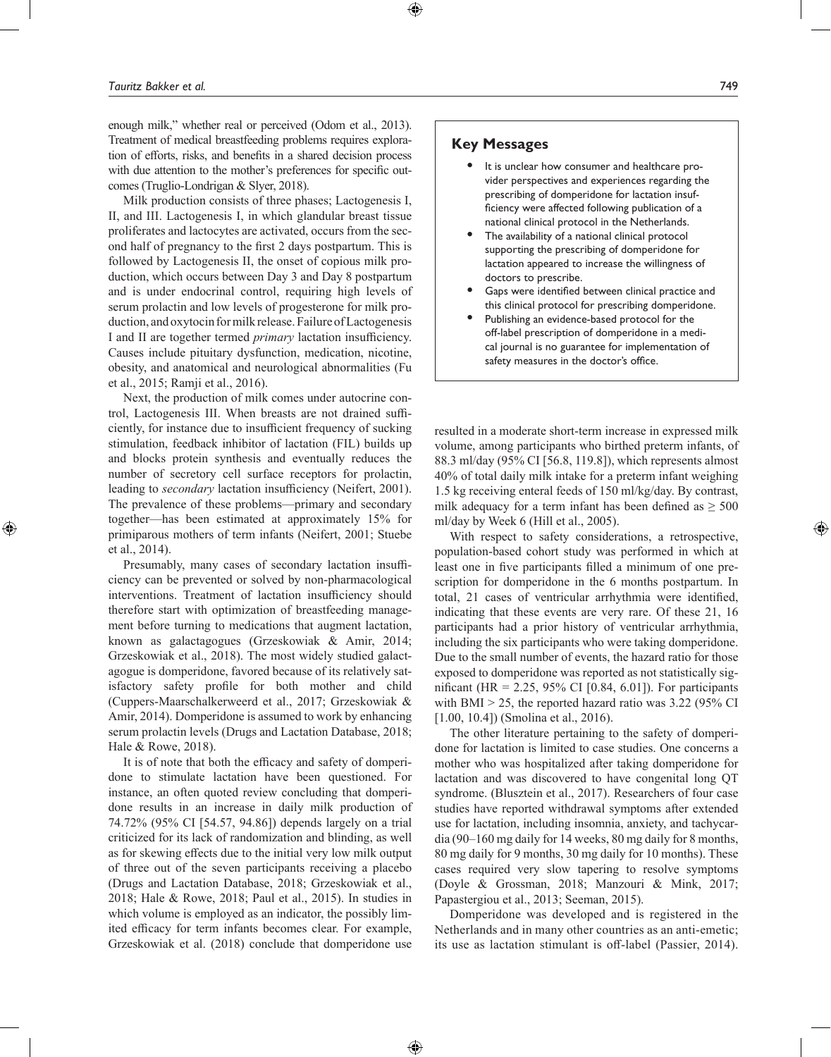enough milk," whether real or perceived (Odom et al., 2013). Treatment of medical breastfeeding problems requires exploration of efforts, risks, and benefits in a shared decision process with due attention to the mother's preferences for specific outcomes (Truglio-Londrigan & Slyer, 2018).

Milk production consists of three phases; Lactogenesis I, II, and III. Lactogenesis I, in which glandular breast tissue proliferates and lactocytes are activated, occurs from the second half of pregnancy to the first 2 days postpartum. This is followed by Lactogenesis II, the onset of copious milk production, which occurs between Day 3 and Day 8 postpartum and is under endocrinal control, requiring high levels of serum prolactin and low levels of progesterone for milk production, and oxytocin for milk release. Failure of Lactogenesis I and II are together termed *primary* lactation insufficiency. Causes include pituitary dysfunction, medication, nicotine, obesity, and anatomical and neurological abnormalities (Fu et al., 2015; Ramji et al., 2016).

Next, the production of milk comes under autocrine control, Lactogenesis III. When breasts are not drained sufficiently, for instance due to insufficient frequency of sucking stimulation, feedback inhibitor of lactation (FIL) builds up and blocks protein synthesis and eventually reduces the number of secretory cell surface receptors for prolactin, leading to *secondary* lactation insufficiency (Neifert, 2001). The prevalence of these problems—primary and secondary together—has been estimated at approximately 15% for primiparous mothers of term infants (Neifert, 2001; Stuebe et al., 2014).

Presumably, many cases of secondary lactation insufficiency can be prevented or solved by non-pharmacological interventions. Treatment of lactation insufficiency should therefore start with optimization of breastfeeding management before turning to medications that augment lactation, known as galactagogues (Grzeskowiak & Amir, 2014; Grzeskowiak et al., 2018). The most widely studied galactagogue is domperidone, favored because of its relatively satisfactory safety profile for both mother and child (Cuppers-Maarschalkerweerd et al., 2017; Grzeskowiak & Amir, 2014). Domperidone is assumed to work by enhancing serum prolactin levels (Drugs and Lactation Database, 2018; Hale & Rowe, 2018).

It is of note that both the efficacy and safety of domperidone to stimulate lactation have been questioned. For instance, an often quoted review concluding that domperidone results in an increase in daily milk production of 74.72% (95% CI [54.57, 94.86]) depends largely on a trial criticized for its lack of randomization and blinding, as well as for skewing effects due to the initial very low milk output of three out of the seven participants receiving a placebo (Drugs and Lactation Database, 2018; Grzeskowiak et al., 2018; Hale & Rowe, 2018; Paul et al., 2015). In studies in which volume is employed as an indicator, the possibly limited efficacy for term infants becomes clear. For example, Grzeskowiak et al. (2018) conclude that domperidone use resulted in a moderate short-term increase in expressed milk volume, among participants who birthed preterm infants, of 88.3 ml/day (95% CI [56.8, 119.8]), which represents almost 40% of total daily milk intake for a preterm infant weighing 1.5 kg receiving enteral feeds of 150 ml/kg/day. By contrast, milk adequacy for a term infant has been defined as $\geq$ 500 ml/day by Week 6 (Hill et al., 2005).

With respect to safety considerations, a retrospective, population-based cohort study was performed in which at least one in five participants filled a minimum of one prescription for domperidone in the 6 months postpartum. In total, 21 cases of ventricular arrhythmia were identified, indicating that these events are very rare. Of these 21, 16 participants had a prior history of ventricular arrhythmia, including the six participants who were taking domperidone. Due to the small number of events, the hazard ratio for those exposed to domperidone was reported as not statistically significant (HR = 2.25, 95% CI [0.84, 6.01]). For participants with BMI > 25, the reported hazard ratio was 3.22 (95% CI [1.00, 10.4]) (Smolina et al., 2016).

The other literature pertaining to the safety of domperidone for lactation is limited to case studies. One concerns a mother who was hospitalized after taking domperidone for lactation and was discovered to have congenital long QT syndrome. (Blusztein et al., 2017). Researchers of four case studies have reported withdrawal symptoms after extended use for lactation, including insomnia, anxiety, and tachycardia (90–160 mg daily for 14 weeks, 80 mg daily for 8 months, 80 mg daily for 9 months, 30 mg daily for 10 months). These cases required very slow tapering to resolve symptoms (Doyle & Grossman, 2018; Manzouri & Mink, 2017; Papastergiou et al., 2013; Seeman, 2015).

Domperidone was developed and is registered in the Netherlands and in many other countries as an anti-emetic; its use as lactation stimulant is off-label (Passier, 2014).

## Key Messages

- It is unclear how consumer and healthcare provider perspectives and experiences regarding the prescribing of domperidone for lactation insufficiency were affected following publication of a national clinical protocol in the Netherlands.
- The availability of a national clinical protocol supporting the prescribing of domperidone for lactation appeared to increase the willingness of doctors to prescribe.
- Gaps were identified between clinical practice and this clinical protocol for prescribing domperidone.
- Publishing an evidence-based protocol for the off-label prescription of domperidone in a medical journal is no guarantee for implementation of safety measures in the doctor's office.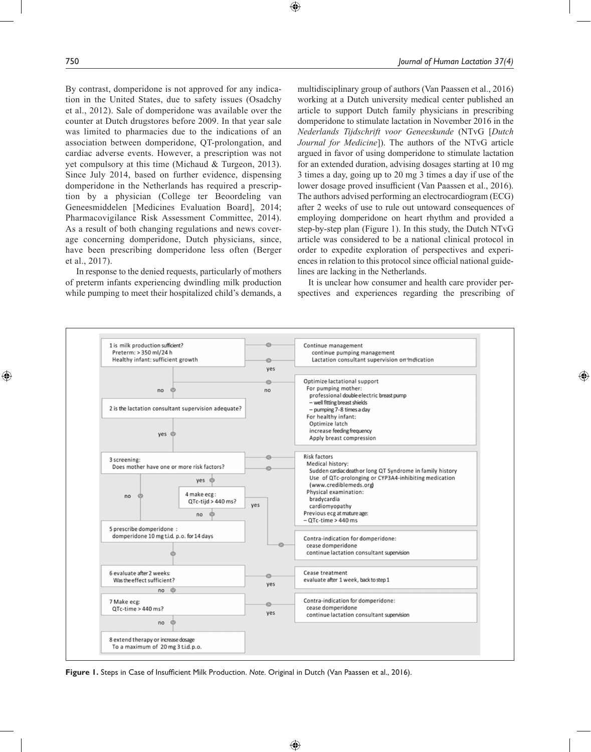By contrast, domperidone is not approved for any indication in the United States, due to safety issues (Osadchy et al., 2012). Sale of domperidone was available over the counter at Dutch drugstores before 2009. In that year sale was limited to pharmacies due to the indications of an association between domperidone, QT-prolongation, and cardiac adverse events. However, a prescription was not yet compulsory at this time (Michaud & Turgeon, 2013). Since July 2014, based on further evidence, dispensing domperidone in the Netherlands has required a prescription by a physician (College ter Beoordeling van Geneesmiddelen [Medicines Evaluation Board], 2014; Pharmacovigilance Risk Assessment Committee, 2014). As a result of both changing regulations and news coverage concerning domperidone, Dutch physicians, since, have been prescribing domperidone less often (Berger et al., 2017).

In response to the denied requests, particularly of mothers of preterm infants experiencing dwindling milk production while pumping to meet their hospitalized child's demands, a multidisciplinary group of authors (Van Paassen et al., 2016) working at a Dutch university medical center published an article to support Dutch family physicians in prescribing domperidone to stimulate lactation in November 2016 in the *Nederlands Tijdschrift voor Geneeskunde* (NTvG [*Dutch Journal for Medicine*]). The authors of the NTvG article argued in favor of using domperidone to stimulate lactation for an extended duration, advising dosages starting at 10 mg 3 times a day, going up to 20 mg 3 times a day if use of the lower dosage proved insufficient (Van Paassen et al., 2016). The authors advised performing an electrocardiogram (ECG) after 2 weeks of use to rule out untoward consequences of employing domperidone on heart rhythm and provided a step-by-step plan (Figure 1). In this study, the Dutch NTvG article was considered to be a national clinical protocol in order to expedite exploration of perspectives and experiences in relation to this protocol since official national guidelines are lacking in the Netherlands.

It is unclear how consumer and health care provider perspectives and experiences regarding the prescribing of

1 is milk production sufficient?
Preterm: > 350 ml/24 h
Healthy infant: sufficient growth

→ yes: Continue management
continue pumping management
Lactation consultant supervision on indication

→ no: Optimize lactational support
For pumping mother:
professional double electric breast pump
– well fitting breast shields
– pumping 7-8 times a day
For healthy infant:
Optimize latch
increase feeding frequency
Apply breast compression

2 is the lactation consultant supervision adequate?

→ no: Optimize lactational support

→ yes:

3 screening:
Does mother have one or more risk factors?

Risk factors
Medical history:
Sudden cardiac death or long QT Syndrome in family history
Use of QTc-prolonging or CYP3A4-inhibiting medication (www.crediblemeds.org)
Physical examination:
bradycardia
cardiomyopathy
Previous ecg at mature age:
– QTc-time > 440 ms

→ yes: 4 make ecg:
QTc-tijd > 440 ms?

→ yes: Contra-indication for domperidone:
cease domperidone
continue lactation consultant supervision

→ no (steps 3 and 4):

5 prescribe domperidone:
domperidone 10 mg t.i.d. p.o. for 14 days

6 evaluate after 2 weeks:
Was the effect sufficient?

→ yes: Cease treatment
evaluate after 1 week, back to step 1

→ no:

7 Make ecg:
QTc-time > 440 ms?

→ yes: Contra-indication for domperidone:
cease domperidone
continue lactation consultant supervision

→ no:

8 extend therapy or increase dosage
To a maximum of 20 mg 3 t.i.d. p.o.

**Figure 1.** Steps in Case of Insufficient Milk Production. *Note.* Original in Dutch (Van Paassen et al., 2016).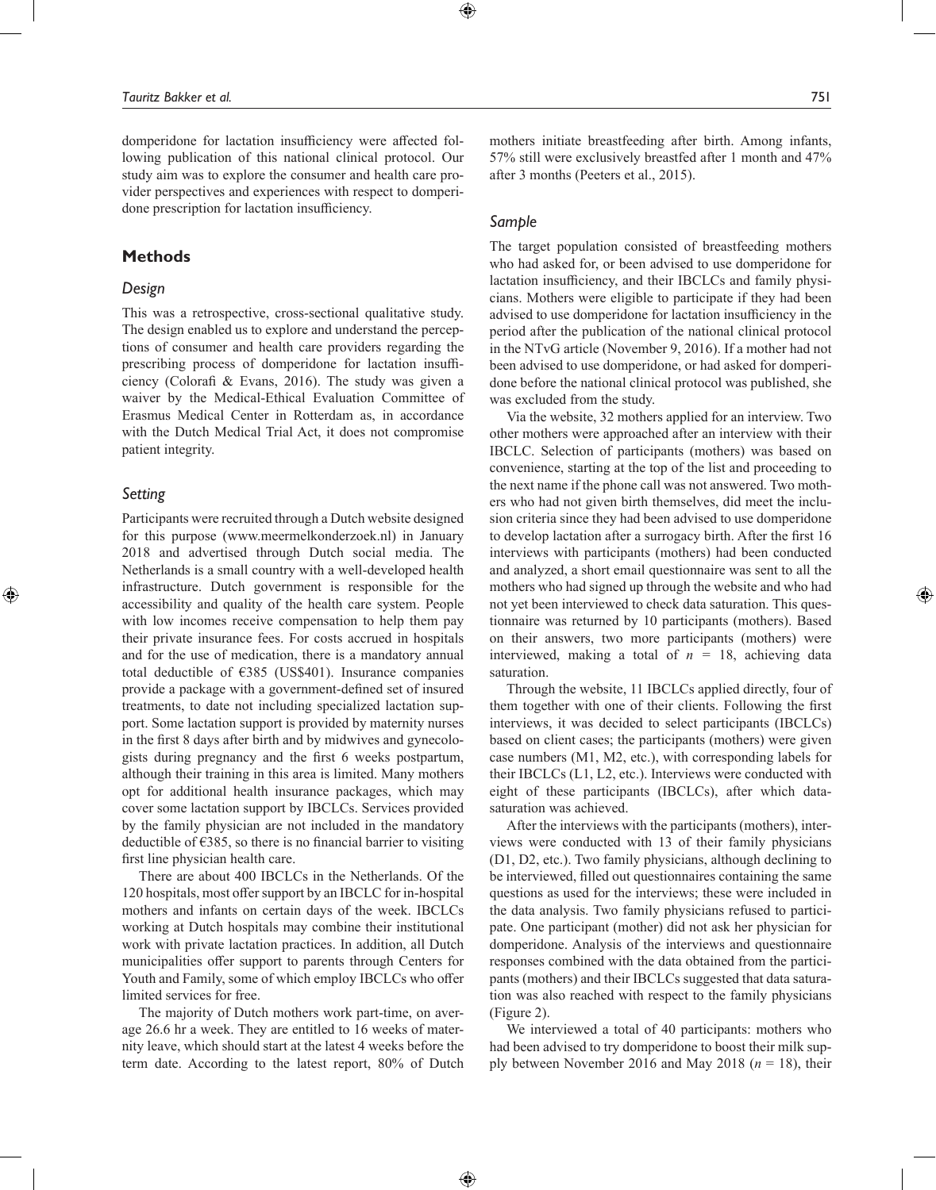domperidone for lactation insufficiency were affected following publication of this national clinical protocol. Our study aim was to explore the consumer and health care provider perspectives and experiences with respect to domperidone prescription for lactation insufficiency.

## Methods

### Design

This was a retrospective, cross-sectional qualitative study. The design enabled us to explore and understand the perceptions of consumer and health care providers regarding the prescribing process of domperidone for lactation insufficiency (Colorafi & Evans, 2016). The study was given a waiver by the Medical-Ethical Evaluation Committee of Erasmus Medical Center in Rotterdam as, in accordance with the Dutch Medical Trial Act, it does not compromise patient integrity.

### Setting

Participants were recruited through a Dutch website designed for this purpose (www.meermelkonderzoek.nl) in January 2018 and advertised through Dutch social media. The Netherlands is a small country with a well-developed health infrastructure. Dutch government is responsible for the accessibility and quality of the health care system. People with low incomes receive compensation to help them pay their private insurance fees. For costs accrued in hospitals and for the use of medication, there is a mandatory annual total deductible of €385 (US$401). Insurance companies provide a package with a government-defined set of insured treatments, to date not including specialized lactation support. Some lactation support is provided by maternity nurses in the first 8 days after birth and by midwives and gynecologists during pregnancy and the first 6 weeks postpartum, although their training in this area is limited. Many mothers opt for additional health insurance packages, which may cover some lactation support by IBCLCs. Services provided by the family physician are not included in the mandatory deductible of €385, so there is no financial barrier to visiting first line physician health care.

There are about 400 IBCLCs in the Netherlands. Of the 120 hospitals, most offer support by an IBCLC for in-hospital mothers and infants on certain days of the week. IBCLCs working at Dutch hospitals may combine their institutional work with private lactation practices. In addition, all Dutch municipalities offer support to parents through Centers for Youth and Family, some of which employ IBCLCs who offer limited services for free.

The majority of Dutch mothers work part-time, on average 26.6 hr a week. They are entitled to 16 weeks of maternity leave, which should start at the latest 4 weeks before the term date. According to the latest report, 80% of Dutch mothers initiate breastfeeding after birth. Among infants, 57% still were exclusively breastfed after 1 month and 47% after 3 months (Peeters et al., 2015).

### Sample

The target population consisted of breastfeeding mothers who had asked for, or been advised to use domperidone for lactation insufficiency, and their IBCLCs and family physicians. Mothers were eligible to participate if they had been advised to use domperidone for lactation insufficiency in the period after the publication of the national clinical protocol in the NTvG article (November 9, 2016). If a mother had not been advised to use domperidone, or had asked for domperidone before the national clinical protocol was published, she was excluded from the study.

Via the website, 32 mothers applied for an interview. Two other mothers were approached after an interview with their IBCLC. Selection of participants (mothers) was based on convenience, starting at the top of the list and proceeding to the next name if the phone call was not answered. Two mothers who had not given birth themselves, did meet the inclusion criteria since they had been advised to use domperidone to develop lactation after a surrogacy birth. After the first 16 interviews with participants (mothers) had been conducted and analyzed, a short email questionnaire was sent to all the mothers who had signed up through the website and who had not yet been interviewed to check data saturation. This questionnaire was returned by 10 participants (mothers). Based on their answers, two more participants (mothers) were interviewed, making a total of $n$ = 18, achieving data saturation.

Through the website, 11 IBCLCs applied directly, four of them together with one of their clients. Following the first interviews, it was decided to select participants (IBCLCs) based on client cases; the participants (mothers) were given case numbers (M1, M2, etc.), with corresponding labels for their IBCLCs (L1, L2, etc.). Interviews were conducted with eight of these participants (IBCLCs), after which data-saturation was achieved.

After the interviews with the participants (mothers), interviews were conducted with 13 of their family physicians (D1, D2, etc.). Two family physicians, although declining to be interviewed, filled out questionnaires containing the same questions as used for the interviews; these were included in the data analysis. Two family physicians refused to participate. One participant (mother) did not ask her physician for domperidone. Analysis of the interviews and questionnaire responses combined with the data obtained from the participants (mothers) and their IBCLCs suggested that data saturation was also reached with respect to the family physicians (Figure 2).

We interviewed a total of 40 participants: mothers who had been advised to try domperidone to boost their milk supply between November 2016 and May 2018 ($n$ = 18), their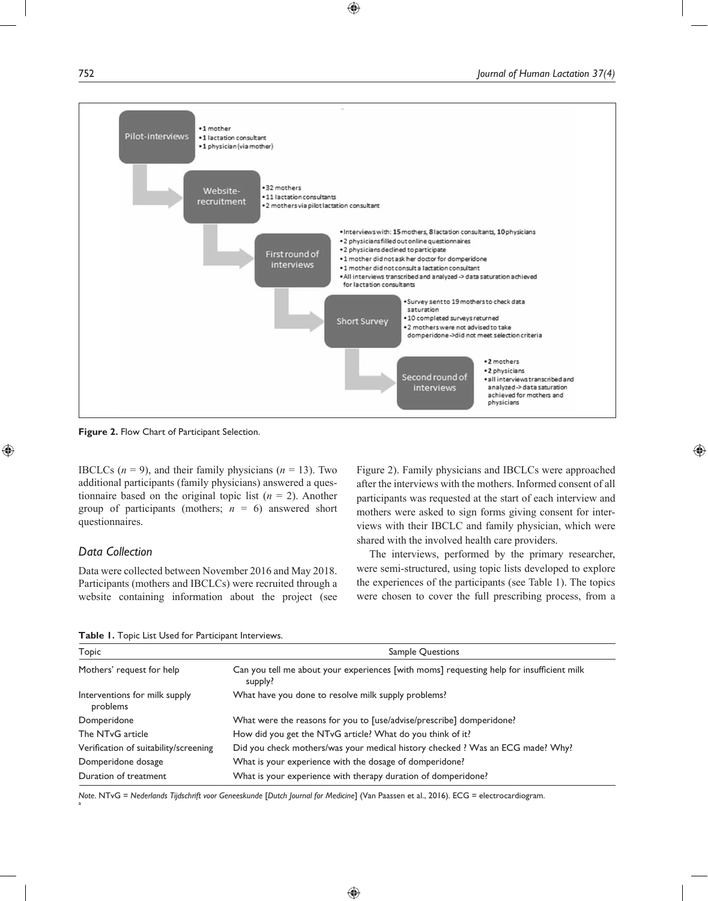**Pilot-interviews**
- 1 mother
- 1 lactation consultant
- 1 physician (via mother)

**Website-recruitment**
- 32 mothers
- 11 lactation consultants
- 2 mothers via pilot lactation consultant

**First round of interviews**
- Interviews with: **15** mothers, **8** lactation consultants, **10** physicians
- 2 physicians filled out online questionnaires
- 2 physicians declined to participate
- 1 mother did not ask her doctor for domperidone
- 1 mother did not consult a lactation consultant
- All interviews transcribed and analyzed -> data saturation achieved for lactation consultants

**Short Survey**
- Survey sent to 19 mothers to check data saturation
- 10 completed surveys returned
- 2 mothers were not advised to take domperidone -> did not meet selection criteria

**Second round of interviews**
- **2** mothers
- **2** physicians
- all interviews transcribed and analyzed -> data saturation achieved for mothers and physicians

**Figure 2.** Flow Chart of Participant Selection.

IBCLCs ($n$ = 9), and their family physicians ($n$ = 13). Two additional participants (family physicians) answered a questionnaire based on the original topic list ($n$ = 2). Another group of participants (mothers; $n$ = 6) answered short questionnaires.

## Data Collection

Data were collected between November 2016 and May 2018. Participants (mothers and IBCLCs) were recruited through a website containing information about the project (see Figure 2). Family physicians and IBCLCs were approached after the interviews with the mothers. Informed consent of all participants was requested at the start of each interview and mothers were asked to sign forms giving consent for interviews with their IBCLC and family physician, which were shared with the involved health care providers.

The interviews, performed by the primary researcher, were semi-structured, using topic lists developed to explore the experiences of the participants (see Table 1). The topics were chosen to cover the full prescribing process, from a

**Table 1.** Topic List Used for Participant Interviews.

| Topic | Sample Questions |
|---|---|
| Mothers' request for help | Can you tell me about your experiences [with moms] requesting help for insufficient milk supply? |
| Interventions for milk supply problems | What have you done to resolve milk supply problems? |
| Domperidone | What were the reasons for you to [use/advise/prescribe] domperidone? |
| The NTvG article | How did you get the NTvG article? What do you think of it? |
| Verification of suitability/screening | Did you check mothers/was your medical history checked ? Was an ECG made? Why? |
| Domperidone dosage | What is your experience with the dosage of domperidone? |
| Duration of treatment | What is your experience with therapy duration of domperidone? |

*Note.* NTvG = *Nederlands Tijdschrift voor Geneeskunde* [*Dutch Journal for Medicine*] (Van Paassen et al., 2016). ECG = electrocardiogram.
[a]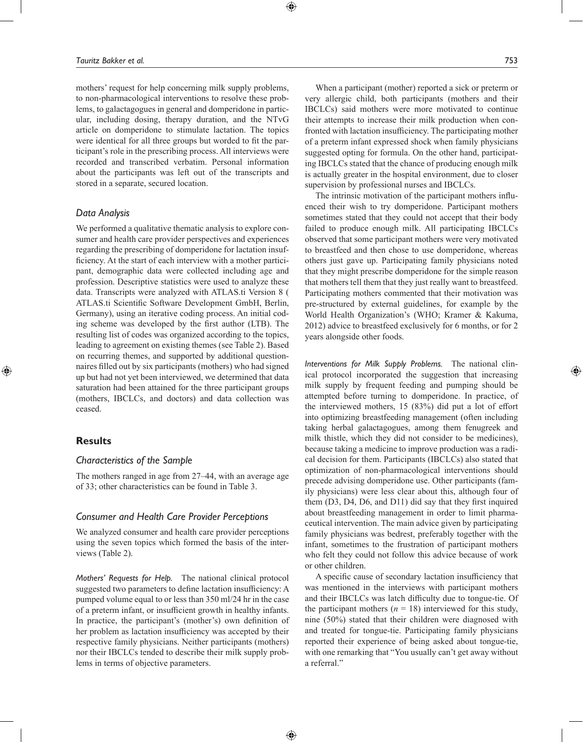mothers' request for help concerning milk supply problems, to non-pharmacological interventions to resolve these problems, to galactagogues in general and domperidone in particular, including dosing, therapy duration, and the NTvG article on domperidone to stimulate lactation. The topics were identical for all three groups but worded to fit the participant's role in the prescribing process. All interviews were recorded and transcribed verbatim. Personal information about the participants was left out of the transcripts and stored in a separate, secured location.

### Data Analysis

We performed a qualitative thematic analysis to explore consumer and health care provider perspectives and experiences regarding the prescribing of domperidone for lactation insufficiency. At the start of each interview with a mother participant, demographic data were collected including age and profession. Descriptive statistics were used to analyze these data. Transcripts were analyzed with ATLAS.ti Version 8 ( ATLAS.ti Scientific Software Development GmbH, Berlin, Germany), using an iterative coding process. An initial coding scheme was developed by the first author (LTB). The resulting list of codes was organized according to the topics, leading to agreement on existing themes (see Table 2). Based on recurring themes, and supported by additional questionnaires filled out by six participants (mothers) who had signed up but had not yet been interviewed, we determined that data saturation had been attained for the three participant groups (mothers, IBCLCs, and doctors) and data collection was ceased.

## Results

### Characteristics of the Sample

The mothers ranged in age from 27–44, with an average age of 33; other characteristics can be found in Table 3.

### Consumer and Health Care Provider Perceptions

We analyzed consumer and health care provider perceptions using the seven topics which formed the basis of the interviews (Table 2).

*Mothers' Requests for Help.* The national clinical protocol suggested two parameters to define lactation insufficiency: A pumped volume equal to or less than 350 ml/24 hr in the case of a preterm infant, or insufficient growth in healthy infants. In practice, the participant's (mother's) own definition of her problem as lactation insufficiency was accepted by their respective family physicians. Neither participants (mothers) nor their IBCLCs tended to describe their milk supply problems in terms of objective parameters.

When a participant (mother) reported a sick or preterm or very allergic child, both participants (mothers and their IBCLCs) said mothers were more motivated to continue their attempts to increase their milk production when confronted with lactation insufficiency. The participating mother of a preterm infant expressed shock when family physicians suggested opting for formula. On the other hand, participating IBCLCs stated that the chance of producing enough milk is actually greater in the hospital environment, due to closer supervision by professional nurses and IBCLCs.

The intrinsic motivation of the participant mothers influenced their wish to try domperidone. Participant mothers sometimes stated that they could not accept that their body failed to produce enough milk. All participating IBCLCs observed that some participant mothers were very motivated to breastfeed and then chose to use domperidone, whereas others just gave up. Participating family physicians noted that they might prescribe domperidone for the simple reason that mothers tell them that they just really want to breastfeed. Participating mothers commented that their motivation was pre-structured by external guidelines, for example by the World Health Organization's (WHO; Kramer & Kakuma, 2012) advice to breastfeed exclusively for 6 months, or for 2 years alongside other foods.

*Interventions for Milk Supply Problems.* The national clinical protocol incorporated the suggestion that increasing milk supply by frequent feeding and pumping should be attempted before turning to domperidone. In practice, of the interviewed mothers, 15 (83%) did put a lot of effort into optimizing breastfeeding management (often including taking herbal galactagogues, among them fenugreek and milk thistle, which they did not consider to be medicines), because taking a medicine to improve production was a radical decision for them. Participants (IBCLCs) also stated that optimization of non-pharmacological interventions should precede advising domperidone use. Other participants (family physicians) were less clear about this, although four of them (D3, D4, D6, and D11) did say that they first inquired about breastfeeding management in order to limit pharmaceutical intervention. The main advice given by participating family physicians was bedrest, preferably together with the infant, sometimes to the frustration of participant mothers who felt they could not follow this advice because of work or other children.

A specific cause of secondary lactation insufficiency that was mentioned in the interviews with participant mothers and their IBCLCs was latch difficulty due to tongue-tie. Of the participant mothers ($n$ = 18) interviewed for this study, nine (50%) stated that their children were diagnosed with and treated for tongue-tie. Participating family physicians reported their experience of being asked about tongue-tie, with one remarking that "You usually can't get away without a referral."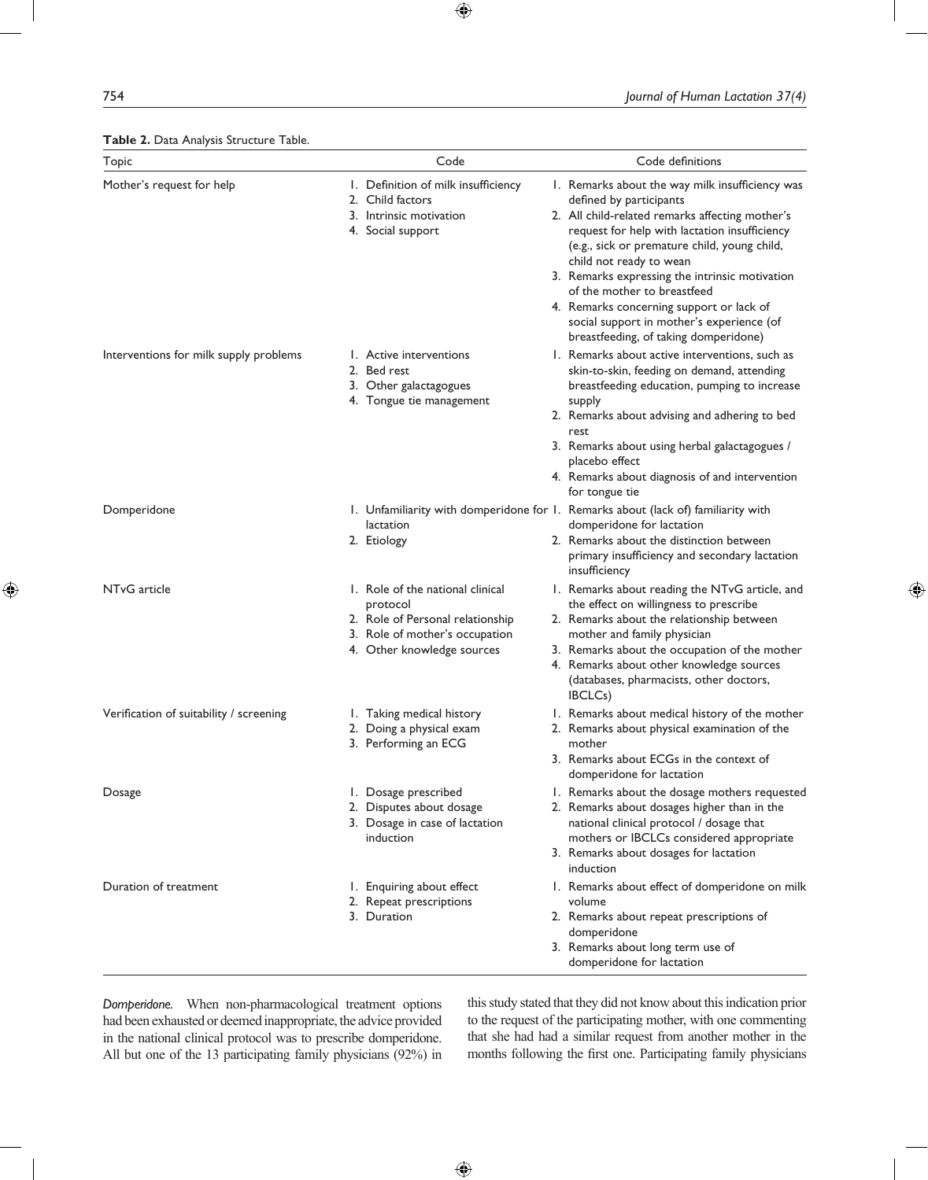**Table 2.** Data Analysis Structure Table.

| Topic | Code | Code definitions |
|---|---|---|
| Mother's request for help | 1. Definition of milk insufficiency<br>2. Child factors<br>3. Intrinsic motivation<br>4. Social support | 1. Remarks about the way milk insufficiency was defined by participants<br>2. All child-related remarks affecting mother's request for help with lactation insufficiency (e.g., sick or premature child, young child, child not ready to wean<br>3. Remarks expressing the intrinsic motivation of the mother to breastfeed<br>4. Remarks concerning support or lack of social support in mother's experience (of breastfeeding, of taking domperidone) |
| Interventions for milk supply problems | 1. Active interventions<br>2. Bed rest<br>3. Other galactagogues<br>4. Tongue tie management | 1. Remarks about active interventions, such as skin-to-skin, feeding on demand, attending breastfeeding education, pumping to increase supply<br>2. Remarks about advising and adhering to bed rest<br>3. Remarks about using herbal galactagogues / placebo effect<br>4. Remarks about diagnosis of and intervention for tongue tie |
| Domperidone | 1. Unfamiliarity with domperidone for lactation<br>2. Etiology | 1. Remarks about (lack of) familiarity with domperidone for lactation<br>2. Remarks about the distinction between primary insufficiency and secondary lactation insufficiency |
| NTvG article | 1. Role of the national clinical protocol<br>2. Role of Personal relationship<br>3. Role of mother's occupation<br>4. Other knowledge sources | 1. Remarks about reading the NTvG article, and the effect on willingness to prescribe<br>2. Remarks about the relationship between mother and family physician<br>3. Remarks about the occupation of the mother<br>4. Remarks about other knowledge sources (databases, pharmacists, other doctors, IBCLCs) |
| Verification of suitability / screening | 1. Taking medical history<br>2. Doing a physical exam<br>3. Performing an ECG | 1. Remarks about medical history of the mother<br>2. Remarks about physical examination of the mother<br>3. Remarks about ECGs in the context of domperidone for lactation |
| Dosage | 1. Dosage prescribed<br>2. Disputes about dosage<br>3. Dosage in case of lactation induction | 1. Remarks about the dosage mothers requested<br>2. Remarks about dosages higher than in the national clinical protocol / dosage that mothers or IBCLCs considered appropriate<br>3. Remarks about dosages for lactation induction |
| Duration of treatment | 1. Enquiring about effect<br>2. Repeat prescriptions<br>3. Duration | 1. Remarks about effect of domperidone on milk volume<br>2. Remarks about repeat prescriptions of domperidone<br>3. Remarks about long term use of domperidone for lactation |

*Domperidone.* When non-pharmacological treatment options had been exhausted or deemed inappropriate, the advice provided in the national clinical protocol was to prescribe domperidone. All but one of the 13 participating family physicians (92%) in this study stated that they did not know about this indication prior to the request of the participating mother, with one commenting that she had had a similar request from another mother in the months following the first one. Participating family physicians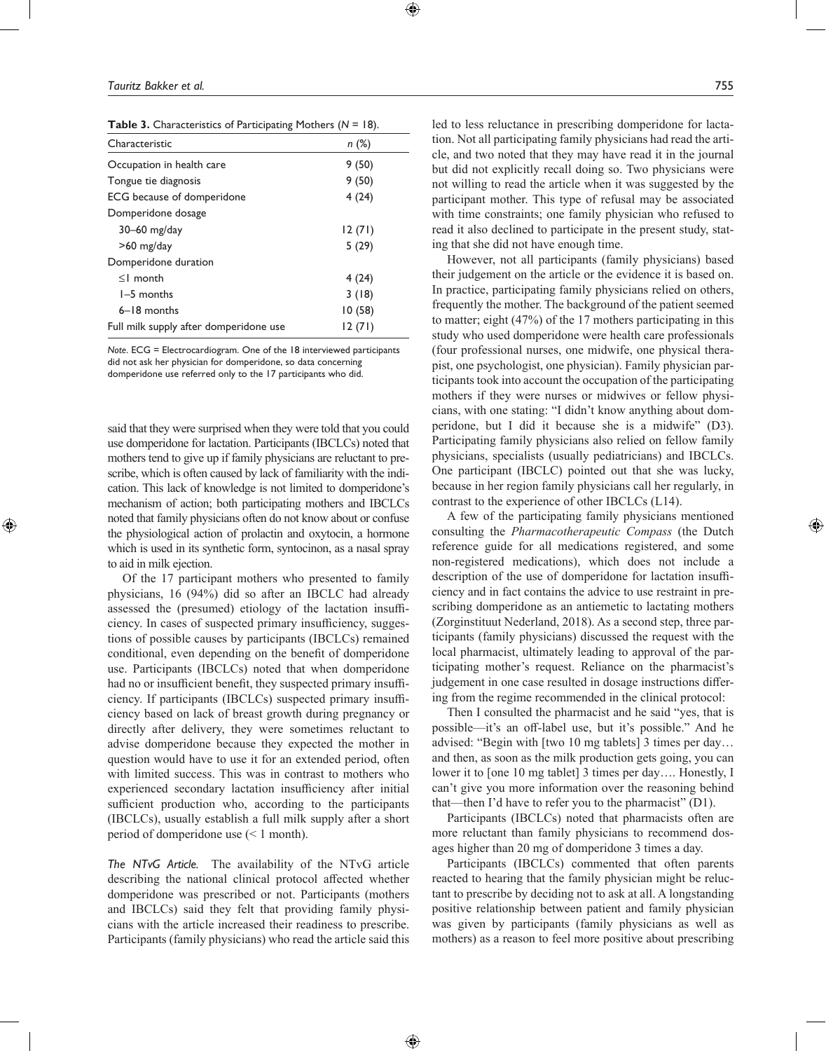**Table 3.** Characteristics of Participating Mothers (*N* = 18).

| Characteristic | *n* (%) |
|---|---|
| Occupation in health care | 9 (50) |
| Tongue tie diagnosis | 9 (50) |
| ECG because of domperidone | 4 (24) |
| Domperidone dosage | |
| 30–60 mg/day | 12 (71) |
| >60 mg/day | 5 (29) |
| Domperidone duration | |
| ≤1 month | 4 (24) |
| 1–5 months | 3 (18) |
| 6–18 months | 10 (58) |
| Full milk supply after domperidone use | 12 (71) |

*Note.* ECG = Electrocardiogram. One of the 18 interviewed participants did not ask her physician for domperidone, so data concerning domperidone use referred only to the 17 participants who did.

said that they were surprised when they were told that you could use domperidone for lactation. Participants (IBCLCs) noted that mothers tend to give up if family physicians are reluctant to prescribe, which is often caused by lack of familiarity with the indication. This lack of knowledge is not limited to domperidone's mechanism of action; both participating mothers and IBCLCs noted that family physicians often do not know about or confuse the physiological action of prolactin and oxytocin, a hormone which is used in its synthetic form, syntocinon, as a nasal spray to aid in milk ejection.

Of the 17 participant mothers who presented to family physicians, 16 (94%) did so after an IBCLC had already assessed the (presumed) etiology of the lactation insufficiency. In cases of suspected primary insufficiency, suggestions of possible causes by participants (IBCLCs) remained conditional, even depending on the benefit of domperidone use. Participants (IBCLCs) noted that when domperidone had no or insufficient benefit, they suspected primary insufficiency. If participants (IBCLCs) suspected primary insufficiency based on lack of breast growth during pregnancy or directly after delivery, they were sometimes reluctant to advise domperidone because they expected the mother in question would have to use it for an extended period, often with limited success. This was in contrast to mothers who experienced secondary lactation insufficiency after initial sufficient production who, according to the participants (IBCLCs), usually establish a full milk supply after a short period of domperidone use (< 1 month).

*The NTvG Article.* The availability of the NTvG article describing the national clinical protocol affected whether domperidone was prescribed or not. Participants (mothers and IBCLCs) said they felt that providing family physicians with the article increased their readiness to prescribe. Participants (family physicians) who read the article said this led to less reluctance in prescribing domperidone for lactation. Not all participating family physicians had read the article, and two noted that they may have read it in the journal but did not explicitly recall doing so. Two physicians were not willing to read the article when it was suggested by the participant mother. This type of refusal may be associated with time constraints; one family physician who refused to read it also declined to participate in the present study, stating that she did not have enough time.

However, not all participants (family physicians) based their judgement on the article or the evidence it is based on. In practice, participating family physicians relied on others, frequently the mother. The background of the patient seemed to matter; eight (47%) of the 17 mothers participating in this study who used domperidone were health care professionals (four professional nurses, one midwife, one physical therapist, one psychologist, one physician). Family physician participants took into account the occupation of the participating mothers if they were nurses or midwives or fellow physicians, with one stating: "I didn't know anything about domperidone, but I did it because she is a midwife" (D3). Participating family physicians also relied on fellow family physicians, specialists (usually pediatricians) and IBCLCs. One participant (IBCLC) pointed out that she was lucky, because in her region family physicians call her regularly, in contrast to the experience of other IBCLCs (L14).

A few of the participating family physicians mentioned consulting the *Pharmacotherapeutic Compass* (the Dutch reference guide for all medications registered, and some non-registered medications), which does not include a description of the use of domperidone for lactation insufficiency and in fact contains the advice to use restraint in prescribing domperidone as an antiemetic to lactating mothers (Zorginstituut Nederland, 2018). As a second step, three participants (family physicians) discussed the request with the local pharmacist, ultimately leading to approval of the participating mother's request. Reliance on the pharmacist's judgement in one case resulted in dosage instructions differing from the regime recommended in the clinical protocol:

Then I consulted the pharmacist and he said "yes, that is possible—it's an off-label use, but it's possible." And he advised: "Begin with [two 10 mg tablets] 3 times per day… and then, as soon as the milk production gets going, you can lower it to [one 10 mg tablet] 3 times per day…. Honestly, I can't give you more information over the reasoning behind that—then I'd have to refer you to the pharmacist" (D1).

Participants (IBCLCs) noted that pharmacists often are more reluctant than family physicians to recommend dosages higher than 20 mg of domperidone 3 times a day.

Participants (IBCLCs) commented that often parents reacted to hearing that the family physician might be reluctant to prescribe by deciding not to ask at all. A longstanding positive relationship between patient and family physician was given by participants (family physicians as well as mothers) as a reason to feel more positive about prescribing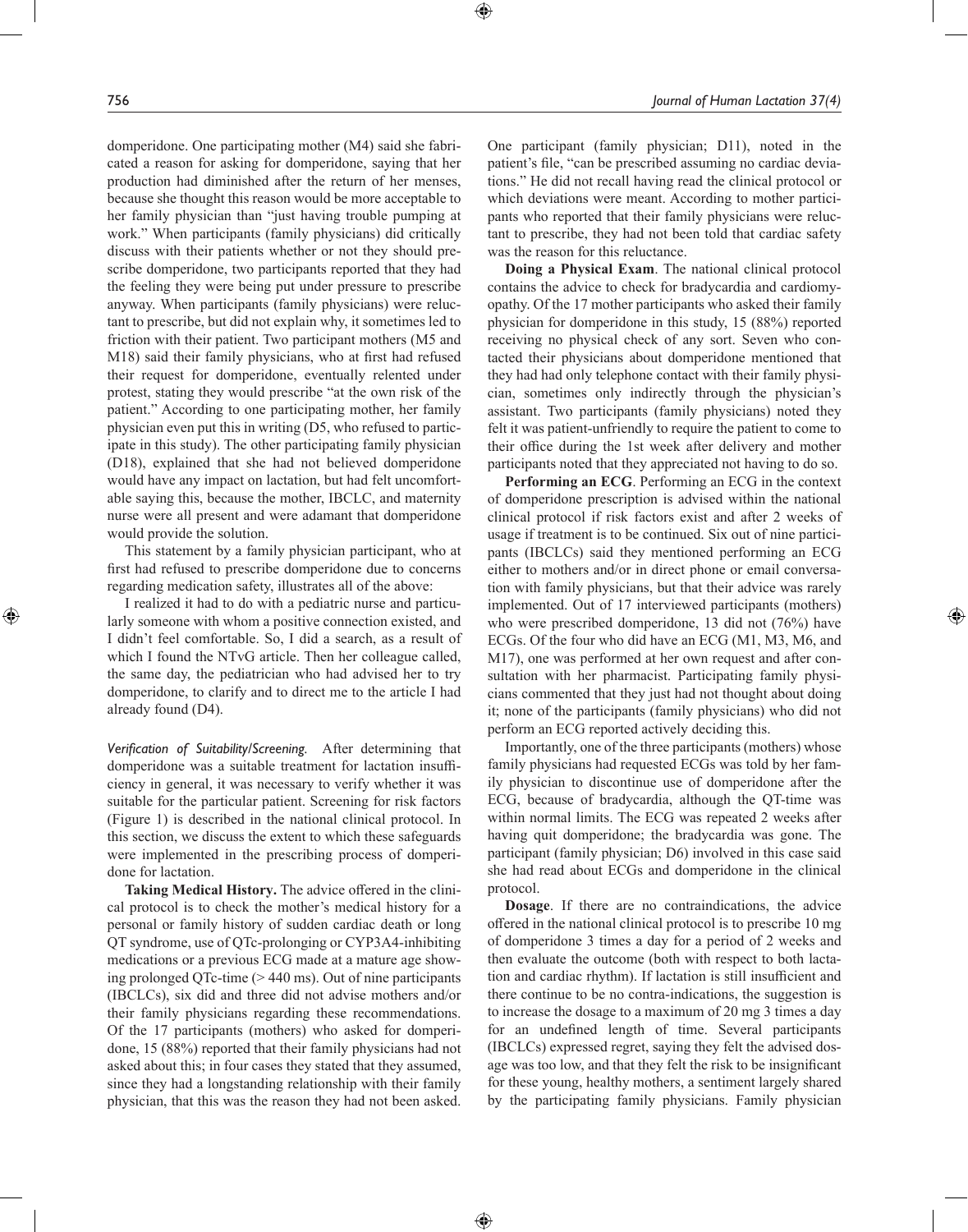domperidone. One participating mother (M4) said she fabricated a reason for asking for domperidone, saying that her production had diminished after the return of her menses, because she thought this reason would be more acceptable to her family physician than "just having trouble pumping at work." When participants (family physicians) did critically discuss with their patients whether or not they should prescribe domperidone, two participants reported that they had the feeling they were being put under pressure to prescribe anyway. When participants (family physicians) were reluctant to prescribe, but did not explain why, it sometimes led to friction with their patient. Two participant mothers (M5 and M18) said their family physicians, who at first had refused their request for domperidone, eventually relented under protest, stating they would prescribe "at the own risk of the patient." According to one participating mother, her family physician even put this in writing (D5, who refused to participate in this study). The other participating family physician (D18), explained that she had not believed domperidone would have any impact on lactation, but had felt uncomfortable saying this, because the mother, IBCLC, and maternity nurse were all present and were adamant that domperidone would provide the solution.

This statement by a family physician participant, who at first had refused to prescribe domperidone due to concerns regarding medication safety, illustrates all of the above:

I realized it had to do with a pediatric nurse and particularly someone with whom a positive connection existed, and I didn't feel comfortable. So, I did a search, as a result of which I found the NTvG article. Then her colleague called, the same day, the pediatrician who had advised her to try domperidone, to clarify and to direct me to the article I had already found (D4).

*Verification of Suitability/Screening.* After determining that domperidone was a suitable treatment for lactation insufficiency in general, it was necessary to verify whether it was suitable for the particular patient. Screening for risk factors (Figure 1) is described in the national clinical protocol. In this section, we discuss the extent to which these safeguards were implemented in the prescribing process of domperidone for lactation.

**Taking Medical History.** The advice offered in the clinical protocol is to check the mother's medical history for a personal or family history of sudden cardiac death or long QT syndrome, use of QTc-prolonging or CYP3A4-inhibiting medications or a previous ECG made at a mature age showing prolonged QTc-time (> 440 ms). Out of nine participants (IBCLCs), six did and three did not advise mothers and/or their family physicians regarding these recommendations. Of the 17 participants (mothers) who asked for domperidone, 15 (88%) reported that their family physicians had not asked about this; in four cases they stated that they assumed, since they had a longstanding relationship with their family physician, that this was the reason they had not been asked. One participant (family physician; D11), noted in the patient's file, "can be prescribed assuming no cardiac deviations." He did not recall having read the clinical protocol or which deviations were meant. According to mother participants who reported that their family physicians were reluctant to prescribe, they had not been told that cardiac safety was the reason for this reluctance.

**Doing a Physical Exam**. The national clinical protocol contains the advice to check for bradycardia and cardiomyopathy. Of the 17 mother participants who asked their family physician for domperidone in this study, 15 (88%) reported receiving no physical check of any sort. Seven who contacted their physicians about domperidone mentioned that they had had only telephone contact with their family physician, sometimes only indirectly through the physician's assistant. Two participants (family physicians) noted they felt it was patient-unfriendly to require the patient to come to their office during the 1st week after delivery and mother participants noted that they appreciated not having to do so.

**Performing an ECG**. Performing an ECG in the context of domperidone prescription is advised within the national clinical protocol if risk factors exist and after 2 weeks of usage if treatment is to be continued. Six out of nine participants (IBCLCs) said they mentioned performing an ECG either to mothers and/or in direct phone or email conversation with family physicians, but that their advice was rarely implemented. Out of 17 interviewed participants (mothers) who were prescribed domperidone, 13 did not (76%) have ECGs. Of the four who did have an ECG (M1, M3, M6, and M17), one was performed at her own request and after consultation with her pharmacist. Participating family physicians commented that they just had not thought about doing it; none of the participants (family physicians) who did not perform an ECG reported actively deciding this.

Importantly, one of the three participants (mothers) whose family physicians had requested ECGs was told by her family physician to discontinue use of domperidone after the ECG, because of bradycardia, although the QT-time was within normal limits. The ECG was repeated 2 weeks after having quit domperidone; the bradycardia was gone. The participant (family physician; D6) involved in this case said she had read about ECGs and domperidone in the clinical protocol.

**Dosage**. If there are no contraindications, the advice offered in the national clinical protocol is to prescribe 10 mg of domperidone 3 times a day for a period of 2 weeks and then evaluate the outcome (both with respect to both lactation and cardiac rhythm). If lactation is still insufficient and there continue to be no contra-indications, the suggestion is to increase the dosage to a maximum of 20 mg 3 times a day for an undefined length of time. Several participants (IBCLCs) expressed regret, saying they felt the advised dosage was too low, and that they felt the risk to be insignificant for these young, healthy mothers, a sentiment largely shared by the participating family physicians. Family physician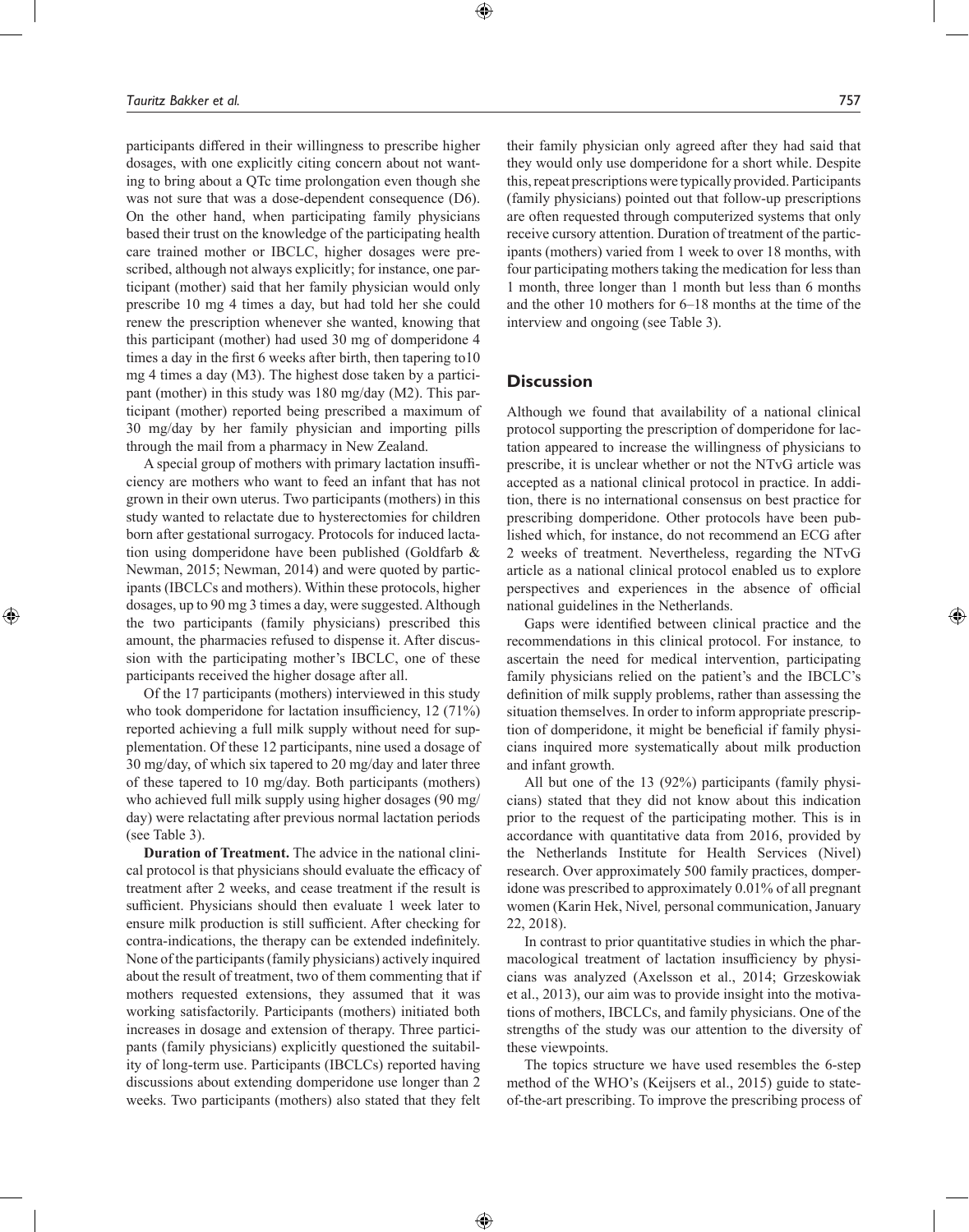participants differed in their willingness to prescribe higher dosages, with one explicitly citing concern about not wanting to bring about a QTc time prolongation even though she was not sure that was a dose-dependent consequence (D6). On the other hand, when participating family physicians based their trust on the knowledge of the participating health care trained mother or IBCLC, higher dosages were prescribed, although not always explicitly; for instance, one participant (mother) said that her family physician would only prescribe 10 mg 4 times a day, but had told her she could renew the prescription whenever she wanted, knowing that this participant (mother) had used 30 mg of domperidone 4 times a day in the first 6 weeks after birth, then tapering to10 mg 4 times a day (M3). The highest dose taken by a participant (mother) in this study was 180 mg/day (M2). This participant (mother) reported being prescribed a maximum of 30 mg/day by her family physician and importing pills through the mail from a pharmacy in New Zealand.

A special group of mothers with primary lactation insufficiency are mothers who want to feed an infant that has not grown in their own uterus. Two participants (mothers) in this study wanted to relactate due to hysterectomies for children born after gestational surrogacy. Protocols for induced lactation using domperidone have been published (Goldfarb & Newman, 2015; Newman, 2014) and were quoted by participants (IBCLCs and mothers). Within these protocols, higher dosages, up to 90 mg 3 times a day, were suggested. Although the two participants (family physicians) prescribed this amount, the pharmacies refused to dispense it. After discussion with the participating mother's IBCLC, one of these participants received the higher dosage after all.

Of the 17 participants (mothers) interviewed in this study who took domperidone for lactation insufficiency, 12 (71%) reported achieving a full milk supply without need for supplementation. Of these 12 participants, nine used a dosage of 30 mg/day, of which six tapered to 20 mg/day and later three of these tapered to 10 mg/day. Both participants (mothers) who achieved full milk supply using higher dosages (90 mg/day) were relactating after previous normal lactation periods (see Table 3).

**Duration of Treatment.** The advice in the national clinical protocol is that physicians should evaluate the efficacy of treatment after 2 weeks, and cease treatment if the result is sufficient. Physicians should then evaluate 1 week later to ensure milk production is still sufficient. After checking for contra-indications, the therapy can be extended indefinitely. None of the participants (family physicians) actively inquired about the result of treatment, two of them commenting that if mothers requested extensions, they assumed that it was working satisfactorily. Participants (mothers) initiated both increases in dosage and extension of therapy. Three participants (family physicians) explicitly questioned the suitability of long-term use. Participants (IBCLCs) reported having discussions about extending domperidone use longer than 2 weeks. Two participants (mothers) also stated that they felt their family physician only agreed after they had said that they would only use domperidone for a short while. Despite this, repeat prescriptions were typically provided. Participants (family physicians) pointed out that follow-up prescriptions are often requested through computerized systems that only receive cursory attention. Duration of treatment of the participants (mothers) varied from 1 week to over 18 months, with four participating mothers taking the medication for less than 1 month, three longer than 1 month but less than 6 months and the other 10 mothers for 6–18 months at the time of the interview and ongoing (see Table 3).

## Discussion

Although we found that availability of a national clinical protocol supporting the prescription of domperidone for lactation appeared to increase the willingness of physicians to prescribe, it is unclear whether or not the NTvG article was accepted as a national clinical protocol in practice. In addition, there is no international consensus on best practice for prescribing domperidone. Other protocols have been published which, for instance, do not recommend an ECG after 2 weeks of treatment. Nevertheless, regarding the NTvG article as a national clinical protocol enabled us to explore perspectives and experiences in the absence of official national guidelines in the Netherlands.

Gaps were identified between clinical practice and the recommendations in this clinical protocol. For instance*,* to ascertain the need for medical intervention, participating family physicians relied on the patient's and the IBCLC's definition of milk supply problems, rather than assessing the situation themselves. In order to inform appropriate prescription of domperidone, it might be beneficial if family physicians inquired more systematically about milk production and infant growth.

All but one of the 13 (92%) participants (family physicians) stated that they did not know about this indication prior to the request of the participating mother. This is in accordance with quantitative data from 2016, provided by the Netherlands Institute for Health Services (Nivel) research. Over approximately 500 family practices, domperidone was prescribed to approximately 0.01% of all pregnant women (Karin Hek, Nivel*,* personal communication, January 22, 2018).

In contrast to prior quantitative studies in which the pharmacological treatment of lactation insufficiency by physicians was analyzed (Axelsson et al., 2014; Grzeskowiak et al., 2013), our aim was to provide insight into the motivations of mothers, IBCLCs, and family physicians. One of the strengths of the study was our attention to the diversity of these viewpoints.

The topics structure we have used resembles the 6-step method of the WHO's (Keijsers et al., 2015) guide to state-of-the-art prescribing. To improve the prescribing process of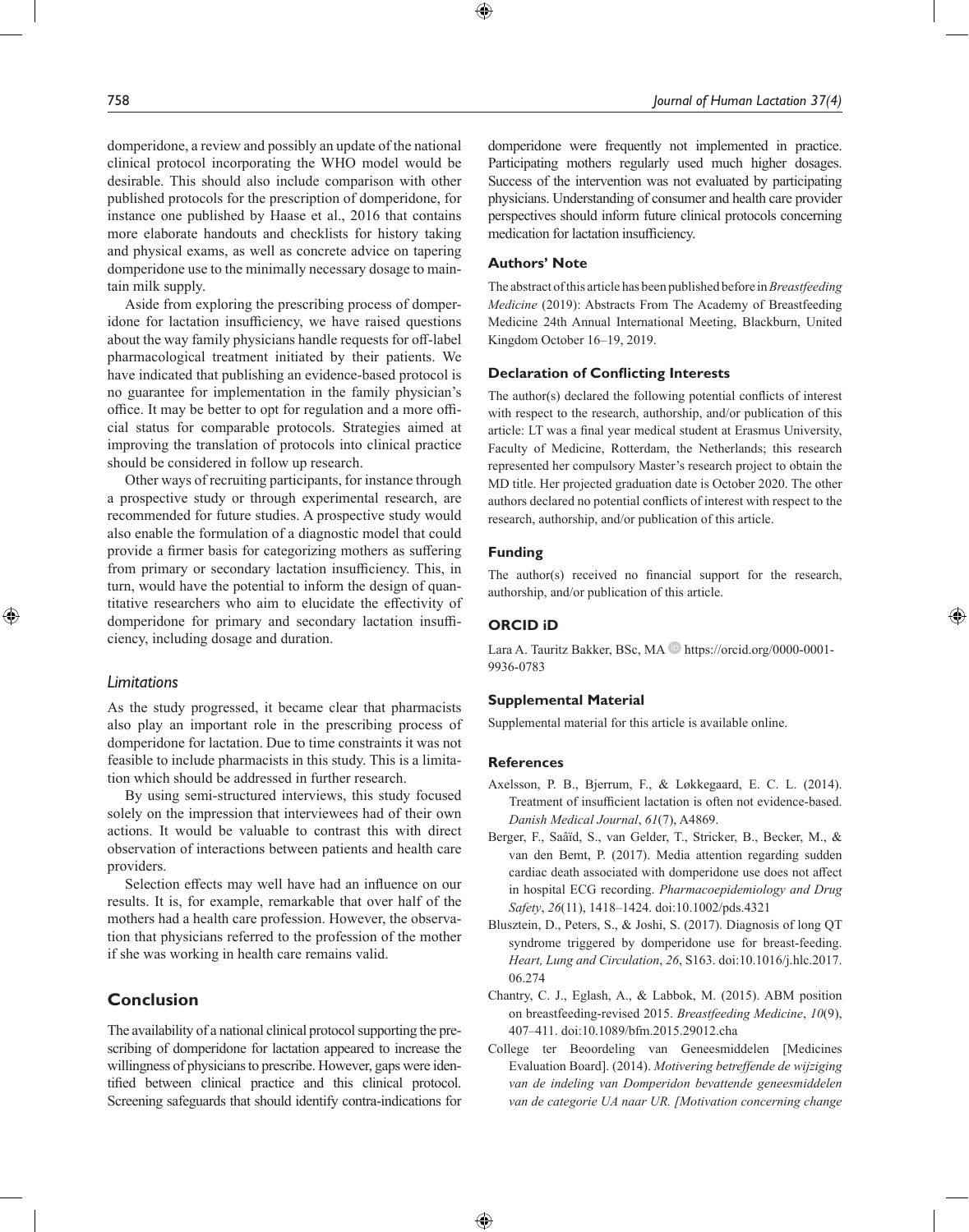domperidone, a review and possibly an update of the national clinical protocol incorporating the WHO model would be desirable. This should also include comparison with other published protocols for the prescription of domperidone, for instance one published by Haase et al., 2016 that contains more elaborate handouts and checklists for history taking and physical exams, as well as concrete advice on tapering domperidone use to the minimally necessary dosage to maintain milk supply.

Aside from exploring the prescribing process of domperidone for lactation insufficiency, we have raised questions about the way family physicians handle requests for off-label pharmacological treatment initiated by their patients. We have indicated that publishing an evidence-based protocol is no guarantee for implementation in the family physician's office. It may be better to opt for regulation and a more official status for comparable protocols. Strategies aimed at improving the translation of protocols into clinical practice should be considered in follow up research.

Other ways of recruiting participants, for instance through a prospective study or through experimental research, are recommended for future studies. A prospective study would also enable the formulation of a diagnostic model that could provide a firmer basis for categorizing mothers as suffering from primary or secondary lactation insufficiency. This, in turn, would have the potential to inform the design of quantitative researchers who aim to elucidate the effectivity of domperidone for primary and secondary lactation insufficiency, including dosage and duration.

### *Limitations*

As the study progressed, it became clear that pharmacists also play an important role in the prescribing process of domperidone for lactation. Due to time constraints it was not feasible to include pharmacists in this study. This is a limitation which should be addressed in further research.

By using semi-structured interviews, this study focused solely on the impression that interviewees had of their own actions. It would be valuable to contrast this with direct observation of interactions between patients and health care providers.

Selection effects may well have had an influence on our results. It is, for example, remarkable that over half of the mothers had a health care profession. However, the observation that physicians referred to the profession of the mother if she was working in health care remains valid.

## Conclusion

The availability of a national clinical protocol supporting the prescribing of domperidone for lactation appeared to increase the willingness of physicians to prescribe. However, gaps were identified between clinical practice and this clinical protocol. Screening safeguards that should identify contra-indications for domperidone were frequently not implemented in practice. Participating mothers regularly used much higher dosages. Success of the intervention was not evaluated by participating physicians. Understanding of consumer and health care provider perspectives should inform future clinical protocols concerning medication for lactation insufficiency.

### Authors' Note

The abstract of this article has been published before in *Breastfeeding Medicine* (2019): Abstracts From The Academy of Breastfeeding Medicine 24th Annual International Meeting, Blackburn, United Kingdom October 16–19, 2019.

### Declaration of Conflicting Interests

The author(s) declared the following potential conflicts of interest with respect to the research, authorship, and/or publication of this article: LT was a final year medical student at Erasmus University, Faculty of Medicine, Rotterdam, the Netherlands; this research represented her compulsory Master's research project to obtain the MD title. Her projected graduation date is October 2020. The other authors declared no potential conflicts of interest with respect to the research, authorship, and/or publication of this article.

### Funding

The author(s) received no financial support for the research, authorship, and/or publication of this article.

### ORCID iD

Lara A. Tauritz Bakker, BSc, MA https://orcid.org/0000-0001-9936-0783

### Supplemental Material

Supplemental material for this article is available online.

### References

Axelsson, P. B., Bjerrum, F., & Løkkegaard, E. C. L. (2014). Treatment of insufficient lactation is often not evidence-based. *Danish Medical Journal*, *61*(7), A4869.

Berger, F., Saâïd, S., van Gelder, T., Stricker, B., Becker, M., & van den Bemt, P. (2017). Media attention regarding sudden cardiac death associated with domperidone use does not affect in hospital ECG recording. *Pharmacoepidemiology and Drug Safety*, *26*(11), 1418–1424. doi:10.1002/pds.4321

Blusztein, D., Peters, S., & Joshi, S. (2017). Diagnosis of long QT syndrome triggered by domperidone use for breast-feeding. *Heart, Lung and Circulation*, *26*, S163. doi:10.1016/j.hlc.2017.06.274

Chantry, C. J., Eglash, A., & Labbok, M. (2015). ABM position on breastfeeding-revised 2015. *Breastfeeding Medicine*, *10*(9), 407–411. doi:10.1089/bfm.2015.29012.cha

College ter Beoordeling van Geneesmiddelen [Medicines Evaluation Board]. (2014). *Motivering betreffende de wijziging van de indeling van Domperidon bevattende geneesmiddelen van de categorie UA naar UR. [Motivation concerning change*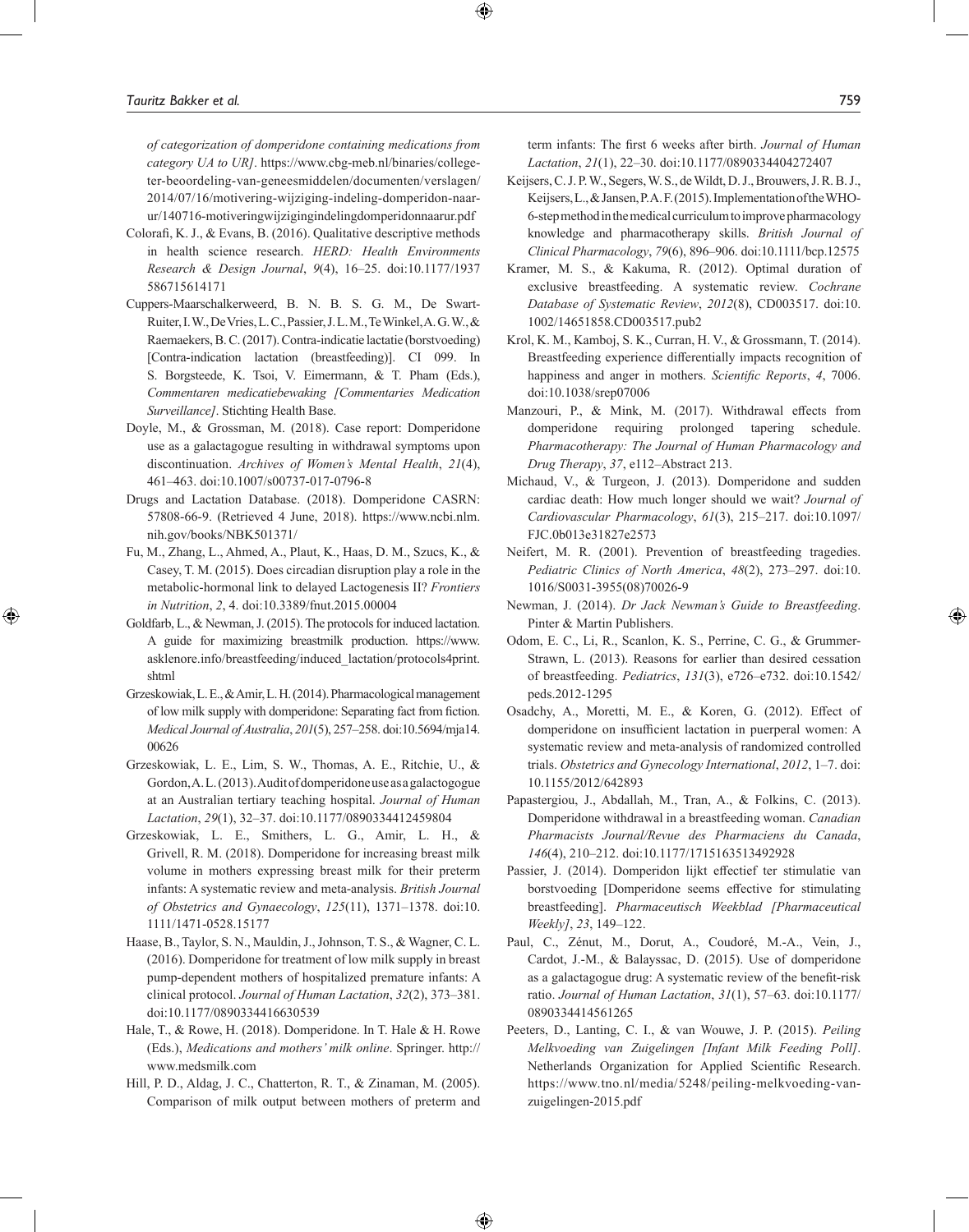*of categorization of domperidone containing medications from category UA to UR]*. https://www.cbg-meb.nl/binaries/college-ter-beoordeling-van-geneesmiddelen/documenten/verslagen/2014/07/16/motivering-wijziging-indeling-domperidon-naar-ur/140716-motiveringwijzigingindelingdomperidonnaarur.pdf

Colorafi, K. J., & Evans, B. (2016). Qualitative descriptive methods in health science research. *HERD: Health Environments Research & Design Journal*, *9*(4), 16–25. doi:10.1177/1937586715614171

Cuppers-Maarschalkerweerd, B. N. B. S. G. M., De Swart-Ruiter, I. W., De Vries, L. C., Passier, J. L. M., Te Winkel, A. G. W., & Raemaekers, B. C. (2017). Contra-indicatie lactatie (borstvoeding) [Contra-indication lactation (breastfeeding)]. CI 099. In S. Borgsteede, K. Tsoi, V. Eimermann, & T. Pham (Eds.), *Commentaren medicatiebewaking [Commentaries Medication Surveillance]*. Stichting Health Base.

Doyle, M., & Grossman, M. (2018). Case report: Domperidone use as a galactagogue resulting in withdrawal symptoms upon discontinuation. *Archives of Women's Mental Health*, *21*(4), 461–463. doi:10.1007/s00737-017-0796-8

Drugs and Lactation Database. (2018). Domperidone CASRN: 57808-66-9. (Retrieved 4 June, 2018). https://www.ncbi.nlm.nih.gov/books/NBK501371/

Fu, M., Zhang, L., Ahmed, A., Plaut, K., Haas, D. M., Szucs, K., & Casey, T. M. (2015). Does circadian disruption play a role in the metabolic-hormonal link to delayed Lactogenesis II? *Frontiers in Nutrition*, *2*, 4. doi:10.3389/fnut.2015.00004

Goldfarb, L., & Newman, J. (2015). The protocols for induced lactation. A guide for maximizing breastmilk production. https://www.asklenore.info/breastfeeding/induced_lactation/protocols4print.shtml

Grzeskowiak, L. E., & Amir, L. H. (2014). Pharmacological management of low milk supply with domperidone: Separating fact from fiction. *Medical Journal of Australia*, *201*(5), 257–258. doi:10.5694/mja14.00626

Grzeskowiak, L. E., Lim, S. W., Thomas, A. E., Ritchie, U., & Gordon, A. L. (2013). Audit of domperidone use as a galactogogue at an Australian tertiary teaching hospital. *Journal of Human Lactation*, *29*(1), 32–37. doi:10.1177/0890334412459804

Grzeskowiak, L. E., Smithers, L. G., Amir, L. H., & Grivell, R. M. (2018). Domperidone for increasing breast milk volume in mothers expressing breast milk for their preterm infants: A systematic review and meta-analysis. *British Journal of Obstetrics and Gynaecology*, *125*(11), 1371–1378. doi:10.1111/1471-0528.15177

Haase, B., Taylor, S. N., Mauldin, J., Johnson, T. S., & Wagner, C. L. (2016). Domperidone for treatment of low milk supply in breast pump-dependent mothers of hospitalized premature infants: A clinical protocol. *Journal of Human Lactation*, *32*(2), 373–381. doi:10.1177/0890334416630539

Hale, T., & Rowe, H. (2018). Domperidone. In T. Hale & H. Rowe (Eds.), *Medications and mothers' milk online*. Springer. http://www.medsmilk.com

Hill, P. D., Aldag, J. C., Chatterton, R. T., & Zinaman, M. (2005). Comparison of milk output between mothers of preterm and term infants: The first 6 weeks after birth. *Journal of Human Lactation*, *21*(1), 22–30. doi:10.1177/0890334404272407

Keijsers, C. J. P. W., Segers, W. S., de Wildt, D. J., Brouwers, J. R. B. J., Keijsers, L., & Jansen, P. A. F. (2015). Implementation of the WHO-6-step method in the medical curriculum to improve pharmacology knowledge and pharmacotherapy skills. *British Journal of Clinical Pharmacology*, *79*(6), 896–906. doi:10.1111/bcp.12575

Kramer, M. S., & Kakuma, R. (2012). Optimal duration of exclusive breastfeeding. A systematic review. *Cochrane Database of Systematic Review*, *2012*(8), CD003517. doi:10.1002/14651858.CD003517.pub2

Krol, K. M., Kamboj, S. K., Curran, H. V., & Grossmann, T. (2014). Breastfeeding experience differentially impacts recognition of happiness and anger in mothers. *Scientific Reports*, *4*, 7006. doi:10.1038/srep07006

Manzouri, P., & Mink, M. (2017). Withdrawal effects from domperidone requiring prolonged tapering schedule. *Pharmacotherapy: The Journal of Human Pharmacology and Drug Therapy*, *37*, e112–Abstract 213.

Michaud, V., & Turgeon, J. (2013). Domperidone and sudden cardiac death: How much longer should we wait? *Journal of Cardiovascular Pharmacology*, *61*(3), 215–217. doi:10.1097/FJC.0b013e31827e2573

Neifert, M. R. (2001). Prevention of breastfeeding tragedies. *Pediatric Clinics of North America*, *48*(2), 273–297. doi:10.1016/S0031-3955(08)70026-9

Newman, J. (2014). *Dr Jack Newman's Guide to Breastfeeding*. Pinter & Martin Publishers.

Odom, E. C., Li, R., Scanlon, K. S., Perrine, C. G., & Grummer-Strawn, L. (2013). Reasons for earlier than desired cessation of breastfeeding. *Pediatrics*, *131*(3), e726–e732. doi:10.1542/peds.2012-1295

Osadchy, A., Moretti, M. E., & Koren, G. (2012). Effect of domperidone on insufficient lactation in puerperal women: A systematic review and meta-analysis of randomized controlled trials. *Obstetrics and Gynecology International*, *2012*, 1–7. doi:10.1155/2012/642893

Papastergiou, J., Abdallah, M., Tran, A., & Folkins, C. (2013). Domperidone withdrawal in a breastfeeding woman. *Canadian Pharmacists Journal/Revue des Pharmaciens du Canada*, *146*(4), 210–212. doi:10.1177/1715163513492928

Passier, J. (2014). Domperidon lijkt effectief ter stimulatie van borstvoeding [Domperidone seems effective for stimulating breastfeeding]. *Pharmaceutisch Weekblad [Pharmaceutical Weekly]*, *23*, 149–122.

Paul, C., Zénut, M., Dorut, A., Coudoré, M.-A., Vein, J., Cardot, J.-M., & Balayssac, D. (2015). Use of domperidone as a galactagogue drug: A systematic review of the benefit-risk ratio. *Journal of Human Lactation*, *31*(1), 57–63. doi:10.1177/0890334414561265

Peeters, D., Lanting, C. I., & van Wouwe, J. P. (2015). *Peiling Melkvoeding van Zuigelingen [Infant Milk Feeding Poll]*. Netherlands Organization for Applied Scientific Research. https://www.tno.nl/media/5248/peiling-melkvoeding-van-zuigelingen-2015.pdf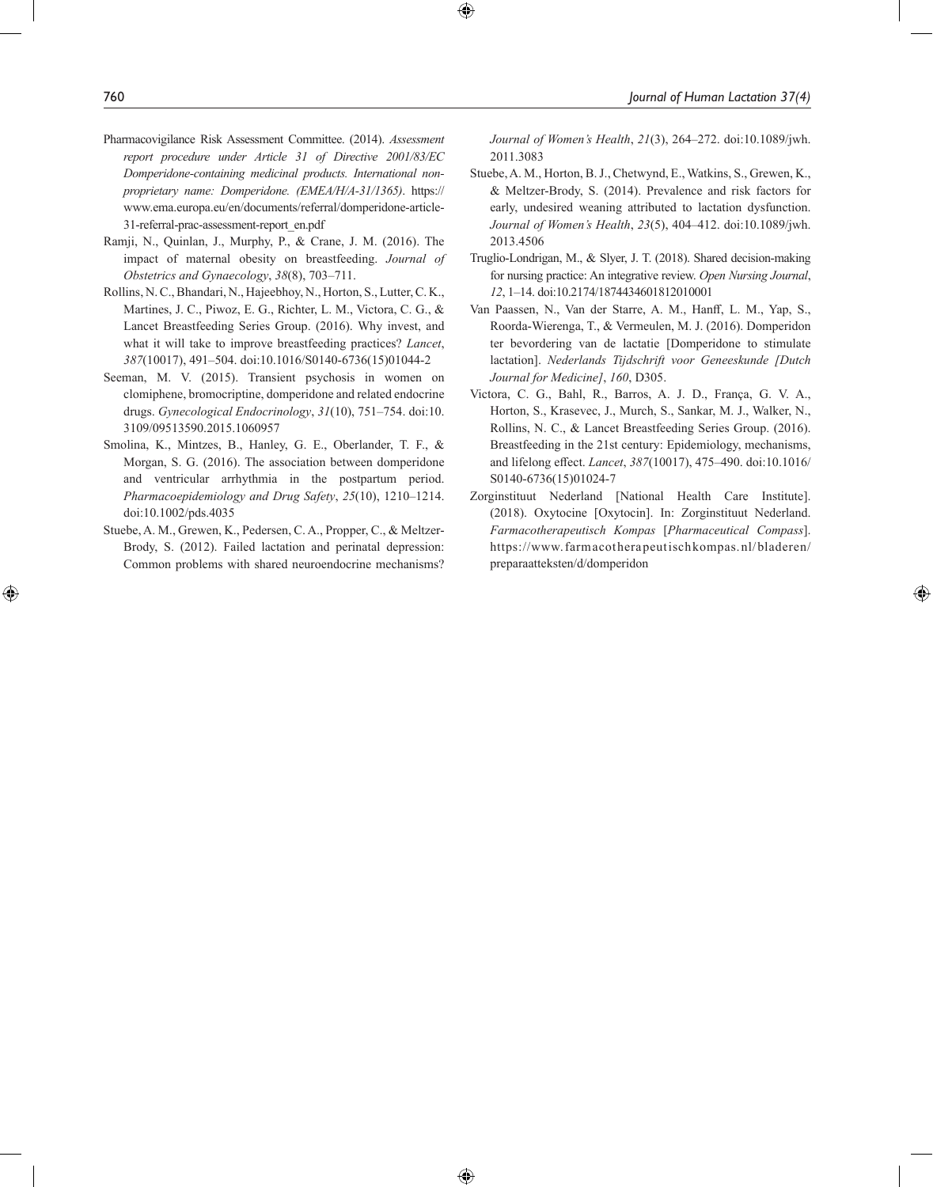Pharmacovigilance Risk Assessment Committee. (2014). *Assessment report procedure under Article 31 of Directive 2001/83/EC Domperidone-containing medicinal products. International non-proprietary name: Domperidone. (EMEA/H/A-31/1365)*. https://www.ema.europa.eu/en/documents/referral/domperidone-article-31-referral-prac-assessment-report_en.pdf

Ramji, N., Quinlan, J., Murphy, P., & Crane, J. M. (2016). The impact of maternal obesity on breastfeeding. *Journal of Obstetrics and Gynaecology*, *38*(8), 703–711.

Rollins, N. C., Bhandari, N., Hajeebhoy, N., Horton, S., Lutter, C. K., Martines, J. C., Piwoz, E. G., Richter, L. M., Victora, C. G., & Lancet Breastfeeding Series Group. (2016). Why invest, and what it will take to improve breastfeeding practices? *Lancet*, *387*(10017), 491–504. doi:10.1016/S0140-6736(15)01044-2

Seeman, M. V. (2015). Transient psychosis in women on clomiphene, bromocriptine, domperidone and related endocrine drugs. *Gynecological Endocrinology*, *31*(10), 751–754. doi:10.3109/09513590.2015.1060957

Smolina, K., Mintzes, B., Hanley, G. E., Oberlander, T. F., & Morgan, S. G. (2016). The association between domperidone and ventricular arrhythmia in the postpartum period. *Pharmacoepidemiology and Drug Safety*, *25*(10), 1210–1214. doi:10.1002/pds.4035

Stuebe, A. M., Grewen, K., Pedersen, C. A., Propper, C., & Meltzer-Brody, S. (2012). Failed lactation and perinatal depression: Common problems with shared neuroendocrine mechanisms? *Journal of Women's Health*, *21*(3), 264–272. doi:10.1089/jwh.2011.3083

Stuebe, A. M., Horton, B. J., Chetwynd, E., Watkins, S., Grewen, K., & Meltzer-Brody, S. (2014). Prevalence and risk factors for early, undesired weaning attributed to lactation dysfunction. *Journal of Women's Health*, *23*(5), 404–412. doi:10.1089/jwh.2013.4506

Truglio-Londrigan, M., & Slyer, J. T. (2018). Shared decision-making for nursing practice: An integrative review. *Open Nursing Journal*, *12*, 1–14. doi:10.2174/1874434601812010001

Van Paassen, N., Van der Starre, A. M., Hanff, L. M., Yap, S., Roorda-Wierenga, T., & Vermeulen, M. J. (2016). Domperidon ter bevordering van de lactatie [Domperidone to stimulate lactation]. *Nederlands Tijdschrift voor Geneeskunde [Dutch Journal for Medicine]*, *160*, D305.

Victora, C. G., Bahl, R., Barros, A. J. D., França, G. V. A., Horton, S., Krasevec, J., Murch, S., Sankar, M. J., Walker, N., Rollins, N. C., & Lancet Breastfeeding Series Group. (2016). Breastfeeding in the 21st century: Epidemiology, mechanisms, and lifelong effect. *Lancet*, *387*(10017), 475–490. doi:10.1016/S0140-6736(15)01024-7

Zorginstituut Nederland [National Health Care Institute]. (2018). Oxytocine [Oxytocin]. In: Zorginstituut Nederland. *Farmacotherapeutisch Kompas* [*Pharmaceutical Compass*]. https://www.farmacotherapeutischkompas.nl/bladeren/preparaatteksten/d/domperidon